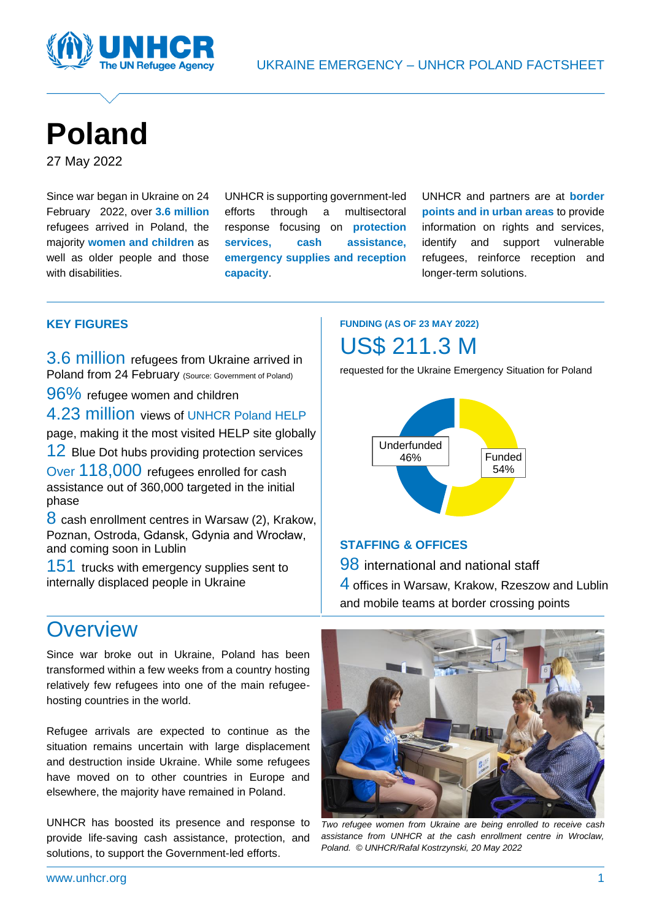UKRAINE EMERGENCY – UNHCR POLAND FACTSHEET

# Poland

27 May 2022

Since war began in Ukraine on 24 February 2022, over **3.6 million** refugees arrived in Poland, the majority **women and children** as well as older people and those with disabilities.

UNHCR is supporting government-led efforts through a multisectoral response focusing on **protection services, cash assistance, emergency supplies and reception capacity**.

UNHCR and partners are at **border points and in urban areas** to provide information on rights and services, identify and support vulnerable refugees, reinforce reception and longer-term solutions.

## KEY FIGURES

**3.6 million** refugees from Ukraine arrived in Poland from 24 February (Source: Government of Poland)

**96%** refugee women and children

**4.23 million** views of UNHCR Poland HELP page, making it the most visited HELP site globally

**12** Blue Dot hubs providing protection services

**Over 118,000** refugees enrolled for cash assistance out of 360,000 targeted in the initial phase

**8** cash enrollment centres in Warsaw (2), Krakow, Poznan, Ostroda, Gdansk, Gdynia and Wrocław, and coming soon in Lublin

**151** trucks with emergency supplies sent to internally displaced people in Ukraine

## FUNDING (AS OF 23 MAY 2022)

**US$ 211.3 M**

requested for the Ukraine Emergency Situation for Poland

Underfunded 46%

Funded 54%

## STAFFING & OFFICES

**98** international and national staff

**4** offices in Warsaw, Krakow, Rzeszow and Lublin and mobile teams at border crossing points

# Overview

Since war broke out in Ukraine, Poland has been transformed within a few weeks from a country hosting relatively few refugees into one of the main refugee-hosting countries in the world.

Refugee arrivals are expected to continue as the situation remains uncertain with large displacement and destruction inside Ukraine. While some refugees have moved on to other countries in Europe and elsewhere, the majority have remained in Poland.

UNHCR has boosted its presence and response to provide life-saving cash assistance, protection, and solutions, to support the Government-led efforts.

*Two refugee women from Ukraine are being enrolled to receive cash assistance from UNHCR at the cash enrollment centre in Wroclaw, Poland. © UNHCR/Rafal Kostrzynski, 20 May 2022*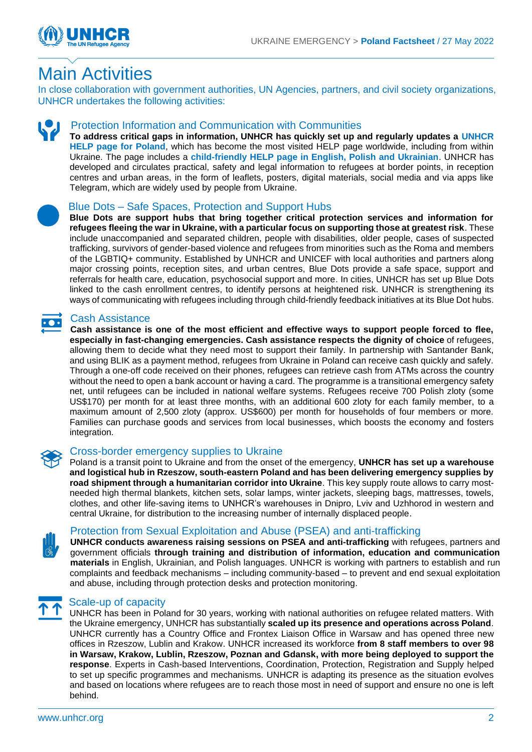# Main Activities

In close collaboration with government authorities, UN Agencies, partners, and civil society organizations, UNHCR undertakes the following activities:

## Protection Information and Communication with Communities

**To address critical gaps in information, UNHCR has quickly set up and regularly updates a UNHCR HELP page for Poland**, which has become the most visited HELP page worldwide, including from within Ukraine. The page includes a **child-friendly HELP page in English, Polish and Ukrainian**. UNHCR has developed and circulates practical, safety and legal information to refugees at border points, in reception centres and urban areas, in the form of leaflets, posters, digital materials, social media and via apps like Telegram, which are widely used by people from Ukraine.

## Blue Dots – Safe Spaces, Protection and Support Hubs

**Blue Dots are support hubs that bring together critical protection services and information for refugees fleeing the war in Ukraine, with a particular focus on supporting those at greatest risk**. These include unaccompanied and separated children, people with disabilities, older people, cases of suspected trafficking, survivors of gender-based violence and refugees from minorities such as the Roma and members of the LGBTIQ+ community. Established by UNHCR and UNICEF with local authorities and partners along major crossing points, reception sites, and urban centres, Blue Dots provide a safe space, support and referrals for health care, education, psychosocial support and more. In cities, UNHCR has set up Blue Dots linked to the cash enrollment centres, to identify persons at heightened risk. UNHCR is strengthening its ways of communicating with refugees including through child-friendly feedback initiatives at its Blue Dot hubs.

## Cash Assistance

**Cash assistance is one of the most efficient and effective ways to support people forced to flee, especially in fast-changing emergencies. Cash assistance respects the dignity of choice** of refugees, allowing them to decide what they need most to support their family. In partnership with Santander Bank, and using BLIK as a payment method, refugees from Ukraine in Poland can receive cash quickly and safely. Through a one-off code received on their phones, refugees can retrieve cash from ATMs across the country without the need to open a bank account or having a card. The programme is a transitional emergency safety net, until refugees can be included in national welfare systems. Refugees receive 700 Polish zloty (some US$170) per month for at least three months, with an additional 600 zloty for each family member, to a maximum amount of 2,500 zloty (approx. US$600) per month for households of four members or more. Families can purchase goods and services from local businesses, which boosts the economy and fosters integration.

## Cross-border emergency supplies to Ukraine

Poland is a transit point to Ukraine and from the onset of the emergency, **UNHCR has set up a warehouse and logistical hub in Rzeszow, south-eastern Poland and has been delivering emergency supplies by road shipment through a humanitarian corridor into Ukraine**. This key supply route allows to carry most-needed high thermal blankets, kitchen sets, solar lamps, winter jackets, sleeping bags, mattresses, towels, clothes, and other life-saving items to UNHCR's warehouses in Dnipro, Lviv and Uzhhorod in western and central Ukraine, for distribution to the increasing number of internally displaced people.

## Protection from Sexual Exploitation and Abuse (PSEA) and anti-trafficking

**UNHCR conducts awareness raising sessions on PSEA and anti-trafficking** with refugees, partners and government officials **through training and distribution of information, education and communication materials** in English, Ukrainian, and Polish languages. UNHCR is working with partners to establish and run complaints and feedback mechanisms – including community-based – to prevent and end sexual exploitation and abuse, including through protection desks and protection monitoring.

## Scale-up of capacity

UNHCR has been in Poland for 30 years, working with national authorities on refugee related matters. With the Ukraine emergency, UNHCR has substantially **scaled up its presence and operations across Poland**. UNHCR currently has a Country Office and Frontex Liaison Office in Warsaw and has opened three new offices in Rzeszow, Lublin and Krakow. UNHCR increased its workforce **from 8 staff members to over 98 in Warsaw, Krakow, Lublin, Rzeszow, Poznan and Gdansk, with more being deployed to support the response**. Experts in Cash-based Interventions, Coordination, Protection, Registration and Supply helped to set up specific programmes and mechanisms. UNHCR is adapting its presence as the situation evolves and based on locations where refugees are to reach those most in need of support and ensure no one is left behind.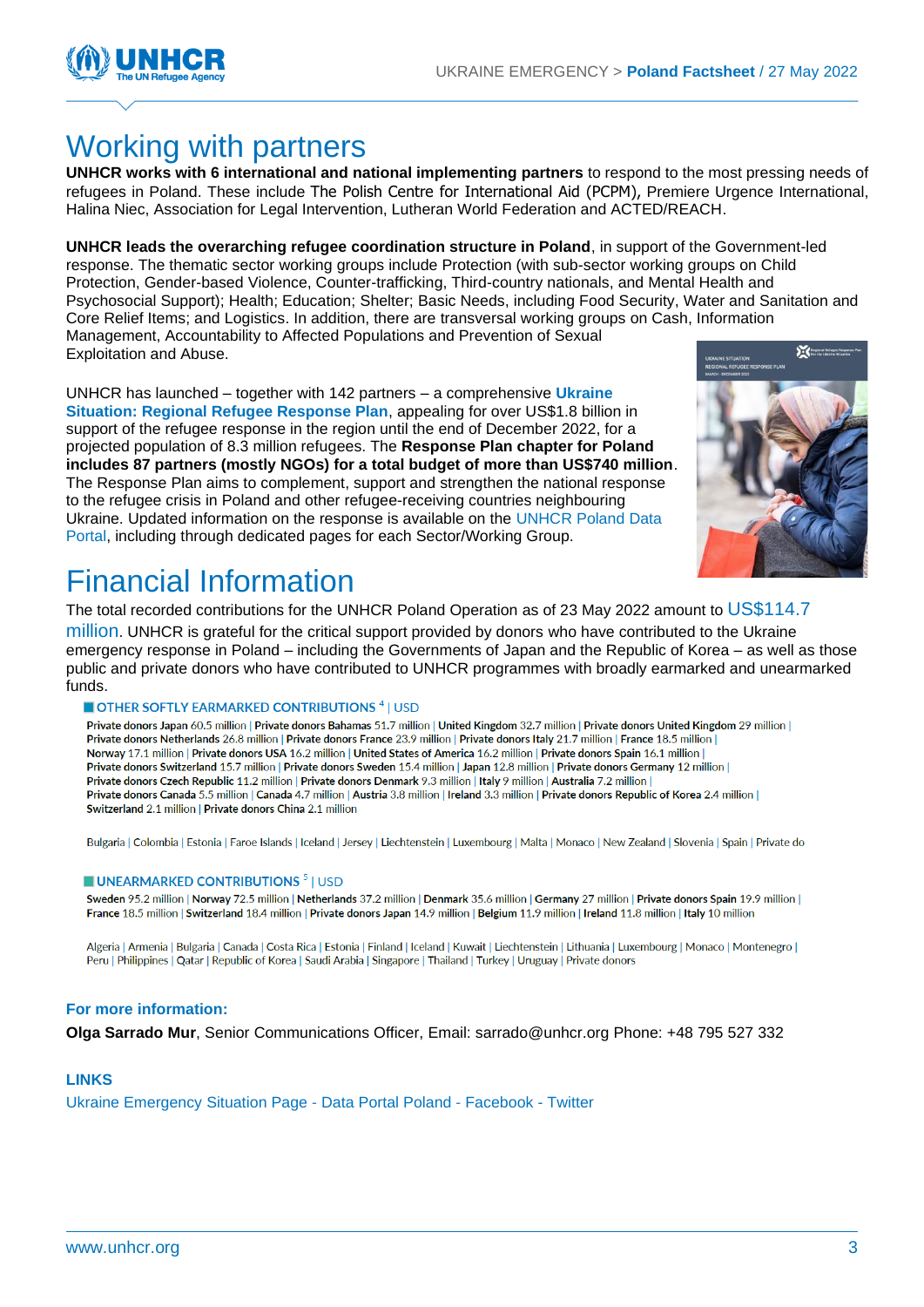# Working with partners

**UNHCR works with 6 international and national implementing partners** to respond to the most pressing needs of refugees in Poland. These include The Polish Centre for International Aid (PCPM), Premiere Urgence International, Halina Niec, Association for Legal Intervention, Lutheran World Federation and ACTED/REACH.

**UNHCR leads the overarching refugee coordination structure in Poland**, in support of the Government-led response. The thematic sector working groups include Protection (with sub-sector working groups on Child Protection, Gender-based Violence, Counter-trafficking, Third-country nationals, and Mental Health and Psychosocial Support); Health; Education; Shelter; Basic Needs, including Food Security, Water and Sanitation and Core Relief Items; and Logistics. In addition, there are transversal working groups on Cash, Information Management, Accountability to Affected Populations and Prevention of Sexual Exploitation and Abuse.

UNHCR has launched – together with 142 partners – a comprehensive **Ukraine Situation: Regional Refugee Response Plan**, appealing for over US$1.8 billion in support of the refugee response in the region until the end of December 2022, for a projected population of 8.3 million refugees. The **Response Plan chapter for Poland includes 87 partners (mostly NGOs) for a total budget of more than US$740 million**. The Response Plan aims to complement, support and strengthen the national response to the refugee crisis in Poland and other refugee-receiving countries neighbouring Ukraine. Updated information on the response is available on the UNHCR Poland Data Portal, including through dedicated pages for each Sector/Working Group.

# Financial Information

The total recorded contributions for the UNHCR Poland Operation as of 23 May 2022 amount to US$114.7 million. UNHCR is grateful for the critical support provided by donors who have contributed to the Ukraine emergency response in Poland – including the Governments of Japan and the Republic of Korea – as well as those public and private donors who have contributed to UNHCR programmes with broadly earmarked and unearmarked funds.

**OTHER SOFTLY EARMARKED CONTRIBUTIONS [4]** | USD

**Private donors Japan** 60.5 million | **Private donors Bahamas** 51.7 million | **United Kingdom** 32.7 million | **Private donors United Kingdom** 29 million | **Private donors Netherlands** 26.8 million | **Private donors France** 23.9 million | **Private donors Italy** 21.7 million | **France** 18.5 million | **Norway** 17.1 million | **Private donors USA** 16.2 million | **United States of America** 16.2 million | **Private donors Spain** 16.1 million | **Private donors Switzerland** 15.7 million | **Private donors Sweden** 15.4 million | **Japan** 12.8 million | **Private donors Germany** 12 million | **Private donors Czech Republic** 11.2 million | **Private donors Denmark** 9.3 million | **Italy** 9 million | **Australia** 7.2 million | **Private donors Canada** 5.5 million | **Canada** 4.7 million | **Austria** 3.8 million | **Ireland** 3.3 million | **Private donors Republic of Korea** 2.4 million | **Switzerland** 2.1 million | **Private donors China** 2.1 million

Bulgaria | Colombia | Estonia | Faroe Islands | Iceland | Jersey | Liechtenstein | Luxembourg | Malta | Monaco | New Zealand | Slovenia | Spain | Private do

**UNEARMARKED CONTRIBUTIONS [5]** | USD

**Sweden** 95.2 million | **Norway** 72.5 million | **Netherlands** 37.2 million | **Denmark** 35.6 million | **Germany** 27 million | **Private donors Spain** 19.9 million | **France** 18.5 million | **Switzerland** 18.4 million | **Private donors Japan** 14.9 million | **Belgium** 11.9 million | **Ireland** 11.8 million | **Italy** 10 million

Algeria | Armenia | Bulgaria | Canada | Costa Rica | Estonia | Finland | Iceland | Kuwait | Liechtenstein | Lithuania | Luxembourg | Monaco | Montenegro | Peru | Philippines | Qatar | Republic of Korea | Saudi Arabia | Singapore | Thailand | Turkey | Uruguay | Private donors

**For more information:**

**Olga Sarrado Mur**, Senior Communications Officer, Email: sarrado@unhcr.org Phone: +48 795 527 332

**LINKS**

Ukraine Emergency Situation Page - Data Portal Poland - Facebook - Twitter